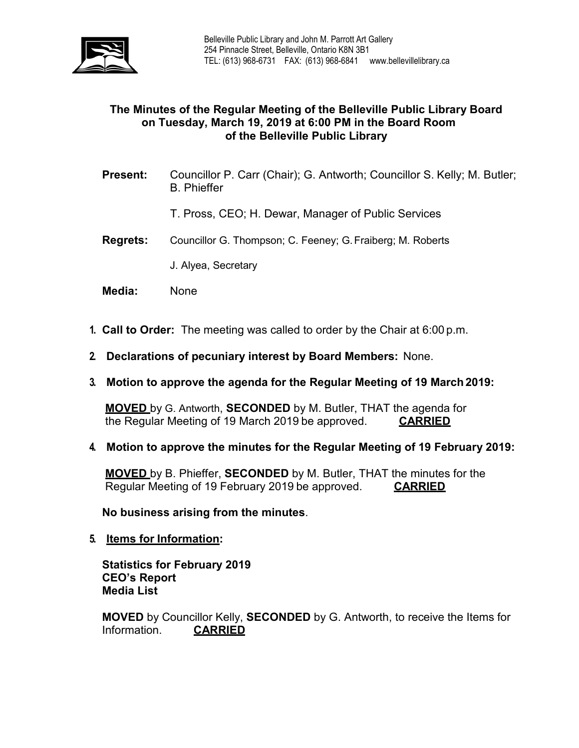Belleville Public Library and John M. Parrott Art Gallery
254 Pinnacle Street, Belleville, Ontario K8N 3B1
TEL: (613) 968-6731 FAX: (613) 968-6841 www.bellevillelibrary.ca

## The Minutes of the Regular Meeting of the Belleville Public Library Board on Tuesday, March 19, 2019 at 6:00 PM in the Board Room of the Belleville Public Library

**Present:** Councillor P. Carr (Chair); G. Antworth; Councillor S. Kelly; M. Butler; B. Phieffer

T. Pross, CEO; H. Dewar, Manager of Public Services

**Regrets:** Councillor G. Thompson; C. Feeney; G. Fraiberg; M. Roberts

J. Alyea, Secretary

**Media:** None

1. **Call to Order:** The meeting was called to order by the Chair at 6:00 p.m.

2. **Declarations of pecuniary interest by Board Members:** None.

3. **Motion to approve the agenda for the Regular Meeting of 19 March 2019:**

   **MOVED** by G. Antworth, **SECONDED** by M. Butler, THAT the agenda for the Regular Meeting of 19 March 2019 be approved. **CARRIED**

4. **Motion to approve the minutes for the Regular Meeting of 19 February 2019:**

   **MOVED** by B. Phieffer, **SECONDED** by M. Butler, THAT the minutes for the Regular Meeting of 19 February 2019 be approved. **CARRIED**

   **No business arising from the minutes**.

5. **Items for Information:**

   **Statistics for February 2019**
   **CEO's Report**
   **Media List**

   **MOVED** by Councillor Kelly, **SECONDED** by G. Antworth, to receive the Items for Information. **CARRIED**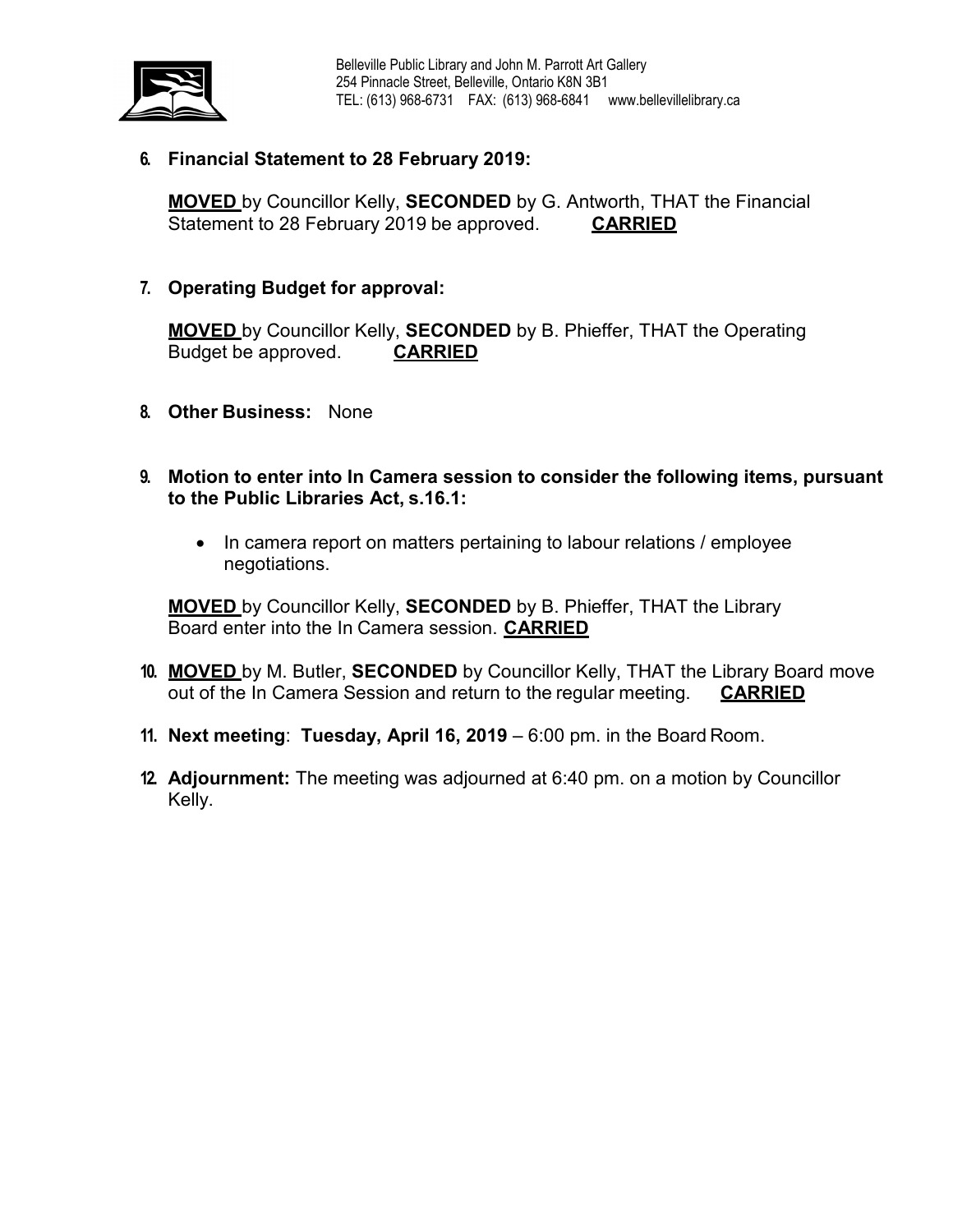**6. Financial Statement to 28 February 2019:**

**MOVED** by Councillor Kelly, **SECONDED** by G. Antworth, THAT the Financial Statement to 28 February 2019 be approved. **CARRIED**

**7. Operating Budget for approval:**

**MOVED** by Councillor Kelly, **SECONDED** by B. Phieffer, THAT the Operating Budget be approved. **CARRIED**

**8. Other Business:** None

**9. Motion to enter into In Camera session to consider the following items, pursuant to the Public Libraries Act, s.16.1:**

- In camera report on matters pertaining to labour relations / employee negotiations.

**MOVED** by Councillor Kelly, **SECONDED** by B. Phieffer, THAT the Library Board enter into the In Camera session. **CARRIED**

**10. MOVED** by M. Butler, **SECONDED** by Councillor Kelly, THAT the Library Board move out of the In Camera Session and return to the regular meeting. **CARRIED**

**11. Next meeting**: **Tuesday, April 16, 2019** – 6:00 pm. in the Board Room.

**12. Adjournment:** The meeting was adjourned at 6:40 pm. on a motion by Councillor Kelly.